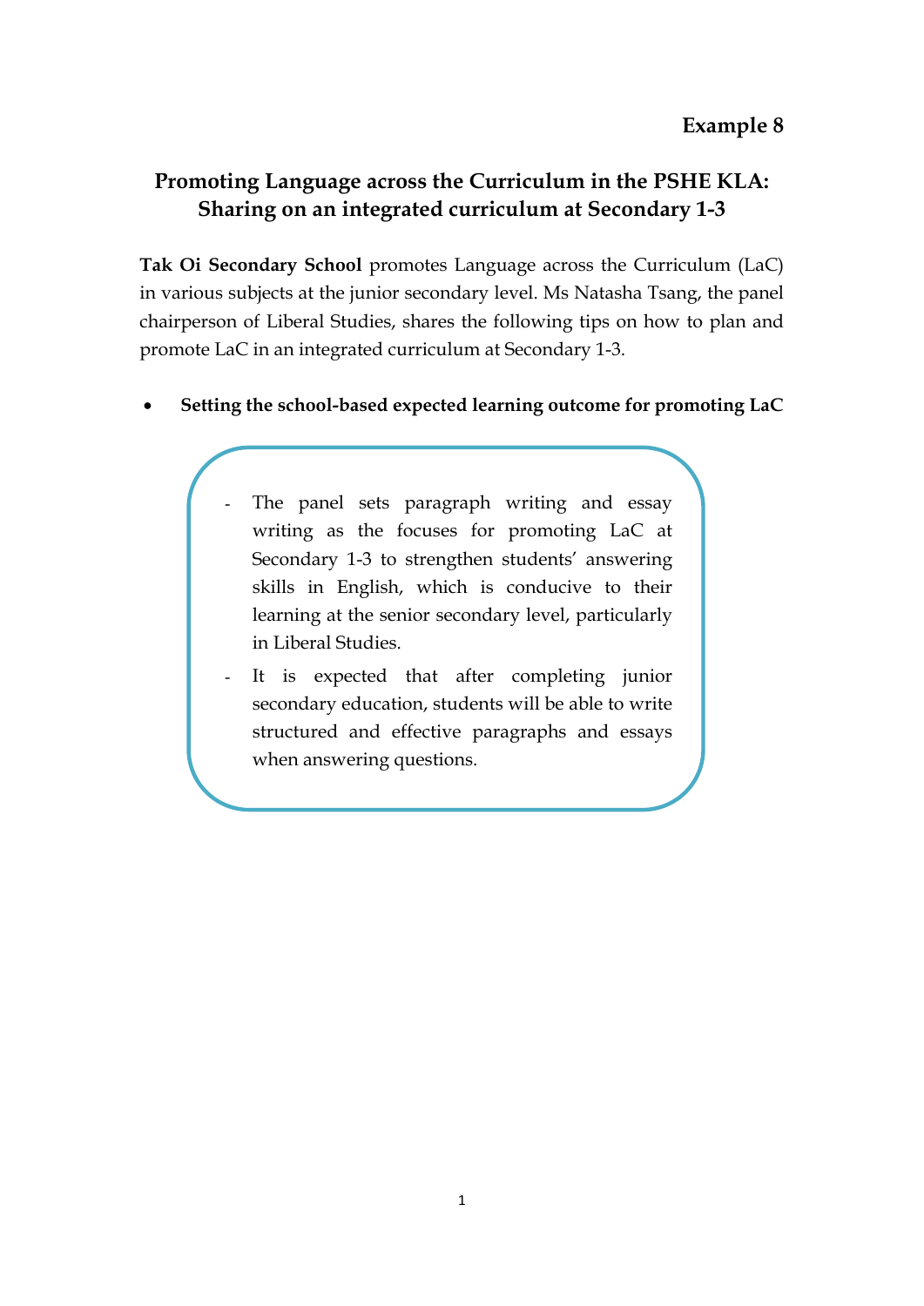**Example 8**

# Promoting Language across the Curriculum in the PSHE KLA: Sharing on an integrated curriculum at Secondary 1-3

**Tak Oi Secondary School** promotes Language across the Curriculum (LaC) in various subjects at the junior secondary level. Ms Natasha Tsang, the panel chairperson of Liberal Studies, shares the following tips on how to plan and promote LaC in an integrated curriculum at Secondary 1-3.

- **Setting the school-based expected learning outcome for promoting LaC**

> - The panel sets paragraph writing and essay writing as the focuses for promoting LaC at Secondary 1-3 to strengthen students' answering skills in English, which is conducive to their learning at the senior secondary level, particularly in Liberal Studies.
> - It is expected that after completing junior secondary education, students will be able to write structured and effective paragraphs and essays when answering questions.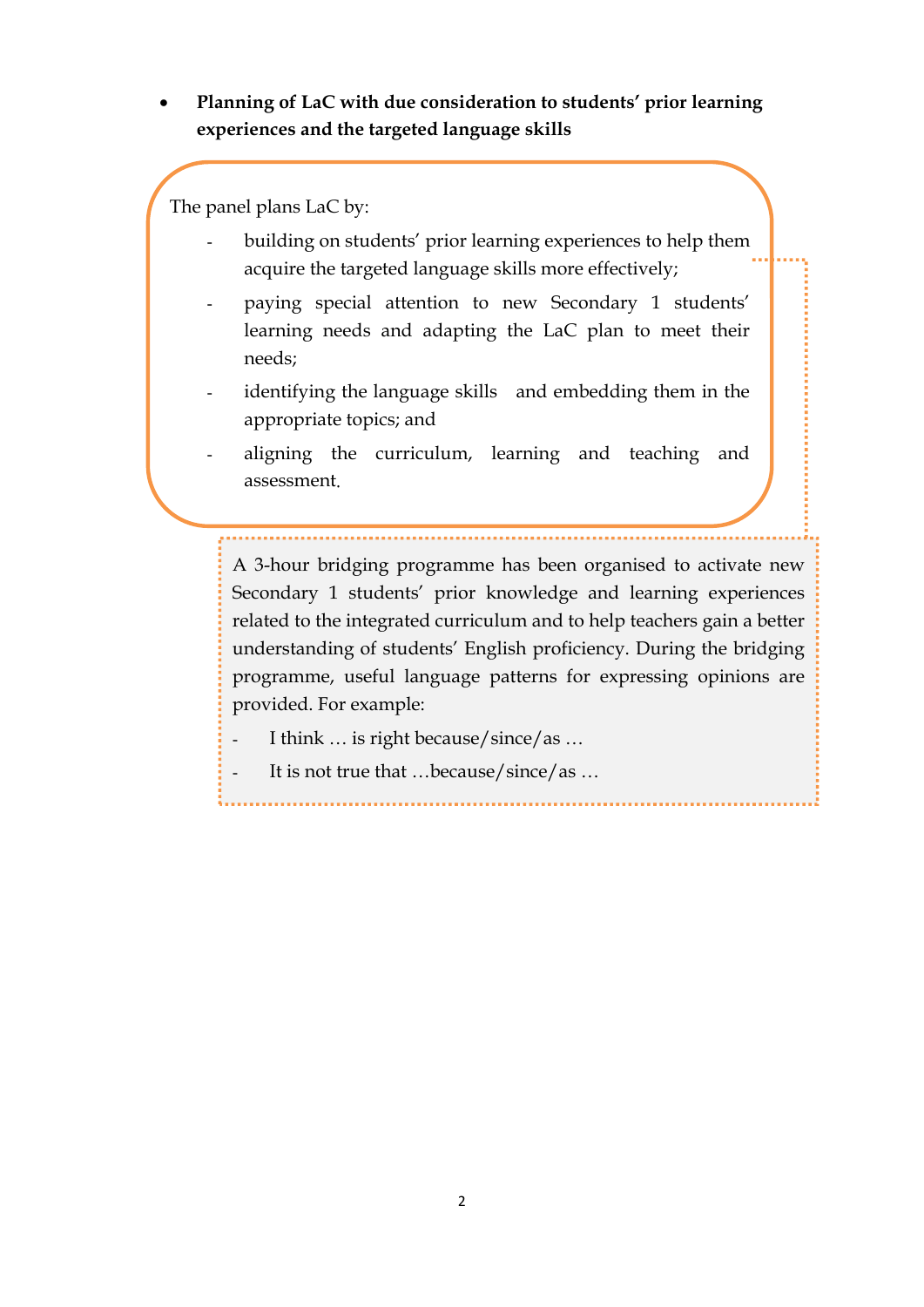- **Planning of LaC with due consideration to students' prior learning experiences and the targeted language skills**

The panel plans LaC by:

- building on students' prior learning experiences to help them acquire the targeted language skills more effectively;
- paying special attention to new Secondary 1 students' learning needs and adapting the LaC plan to meet their needs;
- identifying the language skills and embedding them in the appropriate topics; and
- aligning the curriculum, learning and teaching and assessment.

A 3-hour bridging programme has been organised to activate new Secondary 1 students' prior knowledge and learning experiences related to the integrated curriculum and to help teachers gain a better understanding of students' English proficiency. During the bridging programme, useful language patterns for expressing opinions are provided. For example:

- I think … is right because/since/as …
- It is not true that …because/since/as …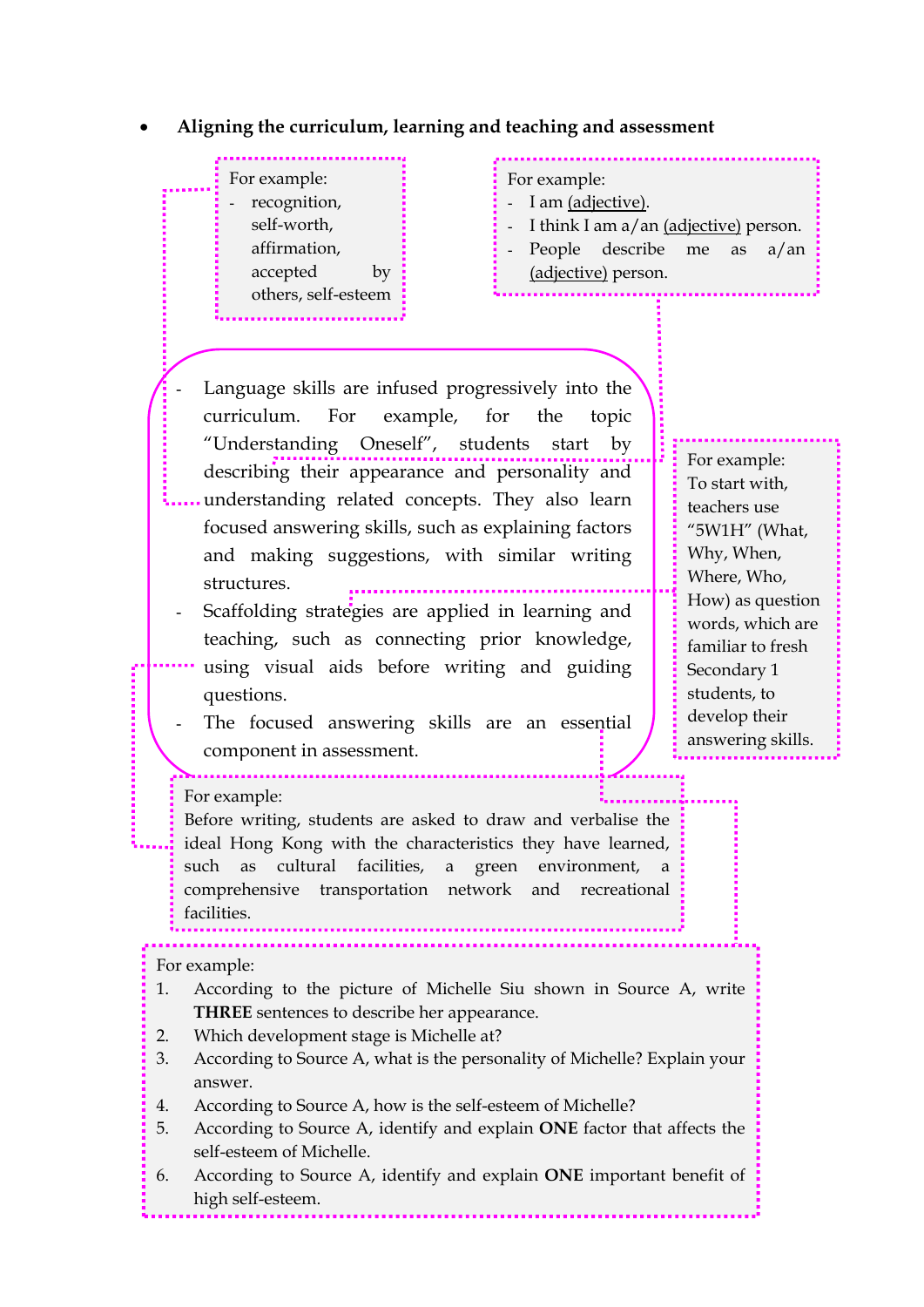- **Aligning the curriculum, learning and teaching and assessment**

For example:
- recognition, self-worth, affirmation, accepted by others, self-esteem

For example:
- I am (adjective).
- I think I am a/an (adjective) person.
- People describe me as a/an (adjective) person.

- Language skills are infused progressively into the curriculum. For example, for the topic "Understanding Oneself", students start by describing their appearance and personality and understanding related concepts. They also learn focused answering skills, such as explaining factors and making suggestions, with similar writing structures.
- Scaffolding strategies are applied in learning and teaching, such as connecting prior knowledge, using visual aids before writing and guiding questions.
- The focused answering skills are an essential component in assessment.

For example:
To start with, teachers use "5W1H" (What, Why, When, Where, Who, How) as question words, which are familiar to fresh Secondary 1 students, to develop their answering skills.

For example:
Before writing, students are asked to draw and verbalise the ideal Hong Kong with the characteristics they have learned, such as cultural facilities, a green environment, a comprehensive transportation network and recreational facilities.

For example:
1. According to the picture of Michelle Siu shown in Source A, write **THREE** sentences to describe her appearance.
2. Which development stage is Michelle at?
3. According to Source A, what is the personality of Michelle? Explain your answer.
4. According to Source A, how is the self-esteem of Michelle?
5. According to Source A, identify and explain **ONE** factor that affects the self-esteem of Michelle.
6. According to Source A, identify and explain **ONE** important benefit of high self-esteem.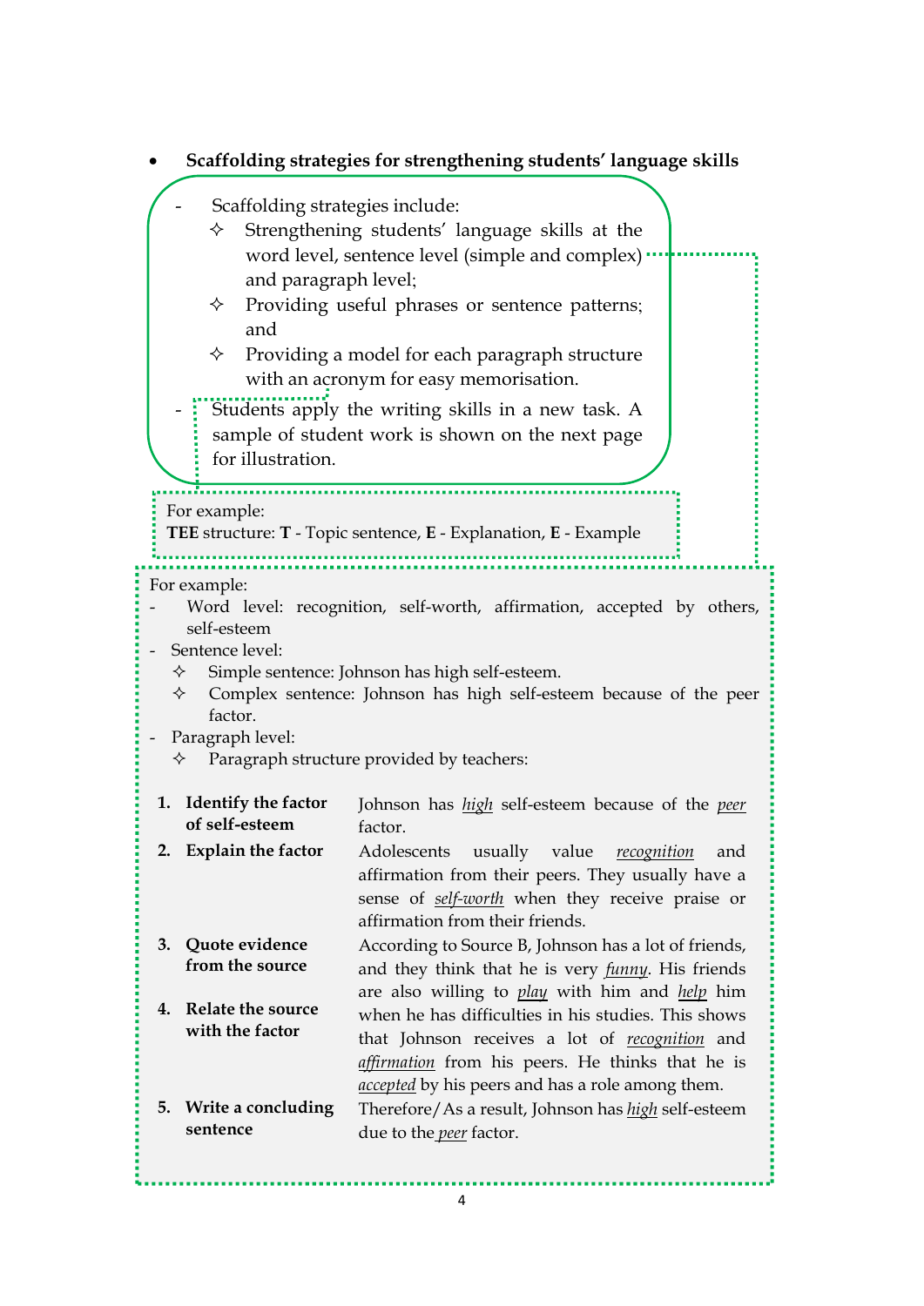- **Scaffolding strategies for strengthening students' language skills**

  - Scaffolding strategies include:
    - ✧ Strengthening students' language skills at the word level, sentence level (simple and complex) and paragraph level;
    - ✧ Providing useful phrases or sentence patterns; and
    - ✧ Providing a model for each paragraph structure with an acronym for easy memorisation.
  - Students apply the writing skills in a new task. A sample of student work is shown on the next page for illustration.

For example:
**TEE** structure: **T** - Topic sentence, **E** - Explanation, **E** - Example

For example:
- Word level: recognition, self-worth, affirmation, accepted by others, self-esteem
- Sentence level:
  - ✧ Simple sentence: Johnson has high self-esteem.
  - ✧ Complex sentence: Johnson has high self-esteem because of the peer factor.
- Paragraph level:
  - ✧ Paragraph structure provided by teachers:

| | |
|---|---|
| **1. Identify the factor of self-esteem** | Johnson has <u>*high*</u> self-esteem because of the <u>*peer*</u> factor. |
| **2. Explain the factor** | Adolescents usually value <u>*recognition*</u> and affirmation from their peers. They usually have a sense of <u>*self-worth*</u> when they receive praise or affirmation from their friends. |
| **3. Quote evidence from the source**<br>**4. Relate the source with the factor** | According to Source B, Johnson has a lot of friends, and they think that he is very <u>*funny*</u>. His friends are also willing to <u>*play*</u> with him and <u>*help*</u> him when he has difficulties in his studies. This shows that Johnson receives a lot of <u>*recognition*</u> and <u>*affirmation*</u> from his peers. He thinks that he is <u>*accepted*</u> by his peers and has a role among them. |
| **5. Write a concluding sentence** | Therefore/As a result, Johnson has <u>*high*</u> self-esteem due to the <u>*peer*</u> factor. |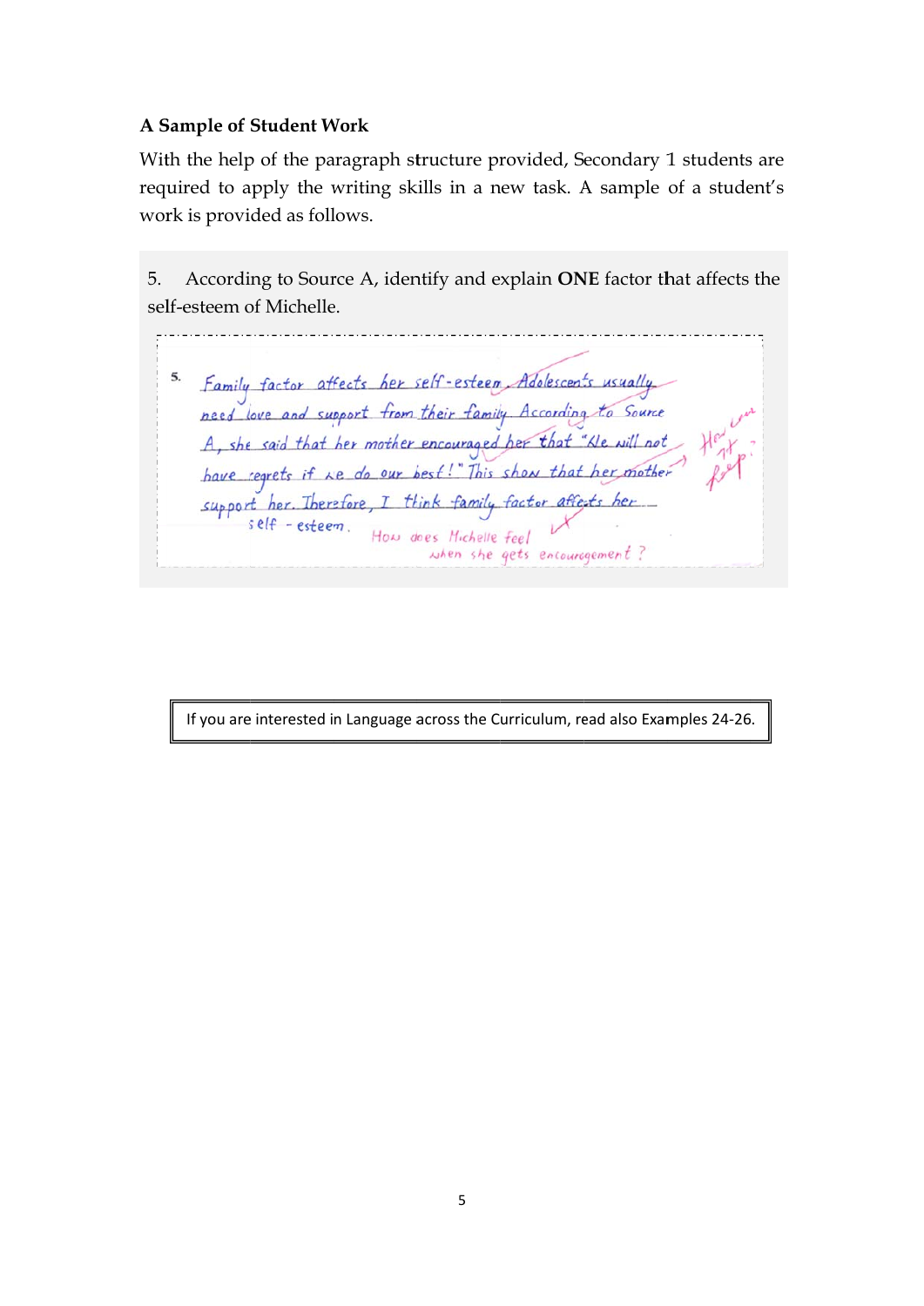**A Sample of Student Work**

With the help of the paragraph structure provided, Secondary 1 students are required to apply the writing skills in a new task. A sample of a student's work is provided as follows.

5. According to Source A, identify and explain **ONE** factor that affects the self-esteem of Michelle.

5. Family factor affects her self-esteem. Adolescents usually need love and support from their family. According to Source A, she said that her mother encouraged her that "We will not have regrets if we do our best!" This show that her mother support her. Therefore, I think family factor affects her self-esteem.

How does Michelle feel when she gets encouragement?

How can it help?

If you are interested in Language across the Curriculum, read also Examples 24-26.